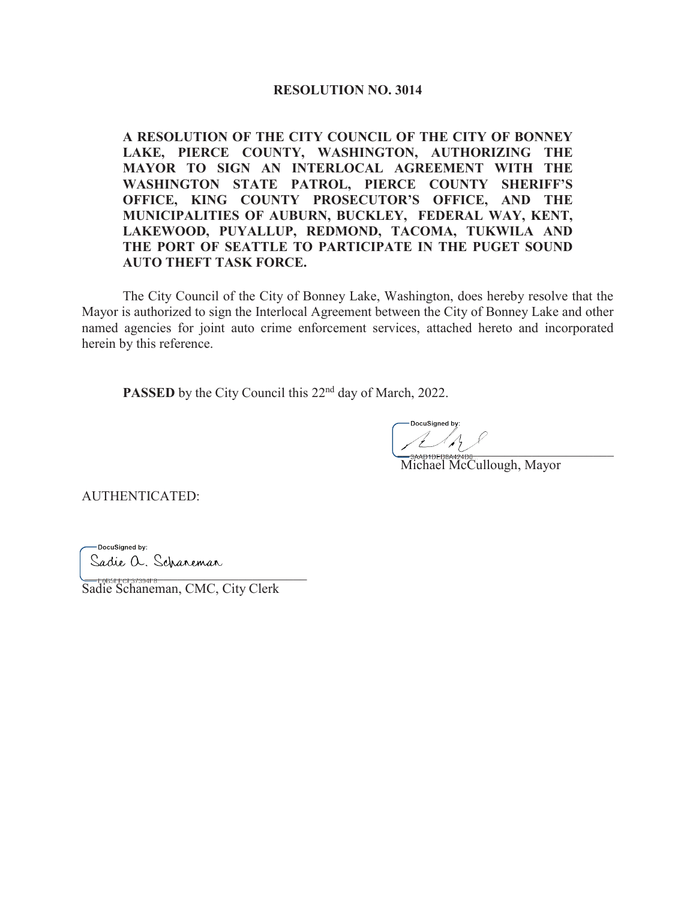# RESOLUTION NO. 3014

**A RESOLUTION OF THE CITY COUNCIL OF THE CITY OF BONNEY LAKE, PIERCE COUNTY, WASHINGTON, AUTHORIZING THE MAYOR TO SIGN AN INTERLOCAL AGREEMENT WITH THE WASHINGTON STATE PATROL, PIERCE COUNTY SHERIFF'S OFFICE, KING COUNTY PROSECUTOR'S OFFICE, AND THE MUNICIPALITIES OF AUBURN, BUCKLEY, FEDERAL WAY, KENT, LAKEWOOD, PUYALLUP, REDMOND, TACOMA, TUKWILA AND THE PORT OF SEATTLE TO PARTICIPATE IN THE PUGET SOUND AUTO THEFT TASK FORCE.**

The City Council of the City of Bonney Lake, Washington, does hereby resolve that the Mayor is authorized to sign the Interlocal Agreement between the City of Bonney Lake and other named agencies for joint auto crime enforcement services, attached hereto and incorporated herein by this reference.

**PASSED** by the City Council this 22nd day of March, 2022.

DocuSigned by:
3AAD1DED8A424D6
Michael McCullough, Mayor

AUTHENTICATED:

DocuSigned by:
Sadie A. Schaneman
E065EECF37384F8
Sadie Schaneman, CMC, City Clerk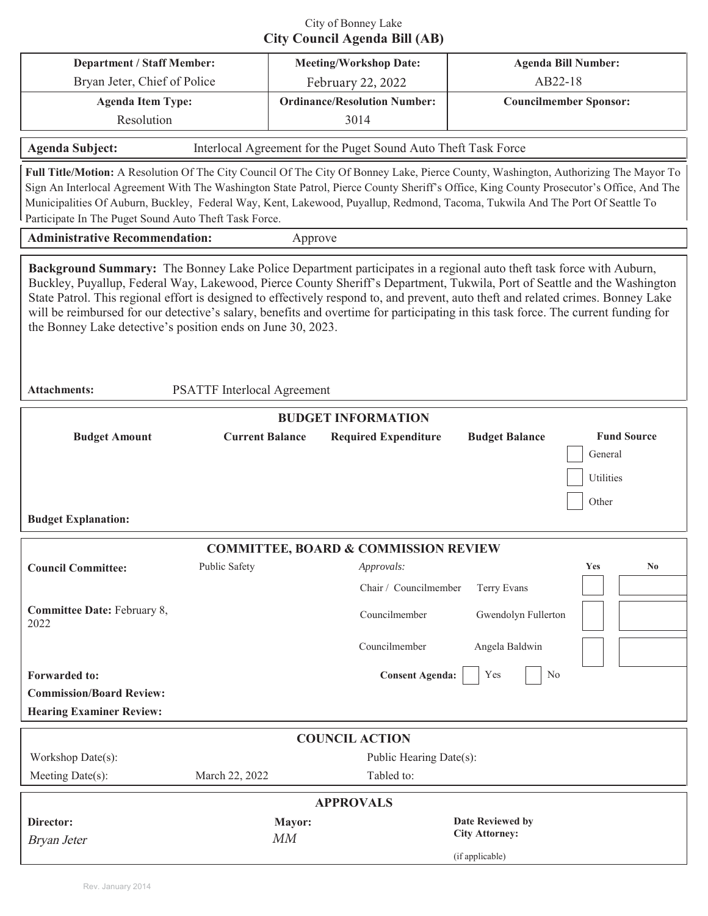City of Bonney Lake

# City Council Agenda Bill (AB)

| Department / Staff Member: | Meeting/Workshop Date: | Agenda Bill Number: |
|---|---|---|
| Bryan Jeter, Chief of Police | February 22, 2022 | AB22-18 |
| **Agenda Item Type:** | **Ordinance/Resolution Number:** | **Councilmember Sponsor:** |
| Resolution | 3014 | |

**Agenda Subject:** Interlocal Agreement for the Puget Sound Auto Theft Task Force

**Full Title/Motion:** A Resolution Of The City Council Of The City Of Bonney Lake, Pierce County, Washington, Authorizing The Mayor To Sign An Interlocal Agreement With The Washington State Patrol, Pierce County Sheriff's Office, King County Prosecutor's Office, And The Municipalities Of Auburn, Buckley, Federal Way, Kent, Lakewood, Puyallup, Redmond, Tacoma, Tukwila And The Port Of Seattle To Participate In The Puget Sound Auto Theft Task Force.

**Administrative Recommendation:** Approve

**Background Summary:** The Bonney Lake Police Department participates in a regional auto theft task force with Auburn, Buckley, Puyallup, Federal Way, Lakewood, Pierce County Sheriff's Department, Tukwila, Port of Seattle and the Washington State Patrol. This regional effort is designed to effectively respond to, and prevent, auto theft and related crimes. Bonney Lake will be reimbursed for our detective's salary, benefits and overtime for participating in this task force. The current funding for the Bonney Lake detective's position ends on June 30, 2023.

**Attachments:** PSATTF Interlocal Agreement

## BUDGET INFORMATION

| Budget Amount | Current Balance | Required Expenditure | Budget Balance | Fund Source |
|---|---|---|---|---|
| | | | | ☐ General |
| | | | | ☐ Utilities |
| | | | | ☐ Other |

**Budget Explanation:**

## COMMITTEE, BOARD & COMMISSION REVIEW

| Council Committee: | Public Safety | *Approvals:* | | Yes | No |
|---|---|---|---|---|---|
| | | Chair / Councilmember | Terry Evans | ☐ | ☐ |
| **Committee Date:** February 8, 2022 | | Councilmember | Gwendolyn Fullerton | ☐ | ☐ |
| | | Councilmember | Angela Baldwin | ☐ | ☐ |

**Forwarded to:** **Consent Agenda:** ☐ Yes ☐ No

**Commission/Board Review:**

**Hearing Examiner Review:**

## COUNCIL ACTION

| Workshop Date(s): | | Public Hearing Date(s): | |
|---|---|---|---|
| Meeting Date(s): | March 22, 2022 | Tabled to: | |

## APPROVALS

| Director: | Mayor: | Date Reviewed by City Attorney: |
|---|---|---|
| *Bryan Jeter* | *MM* | (if applicable) |

Rev. January 2014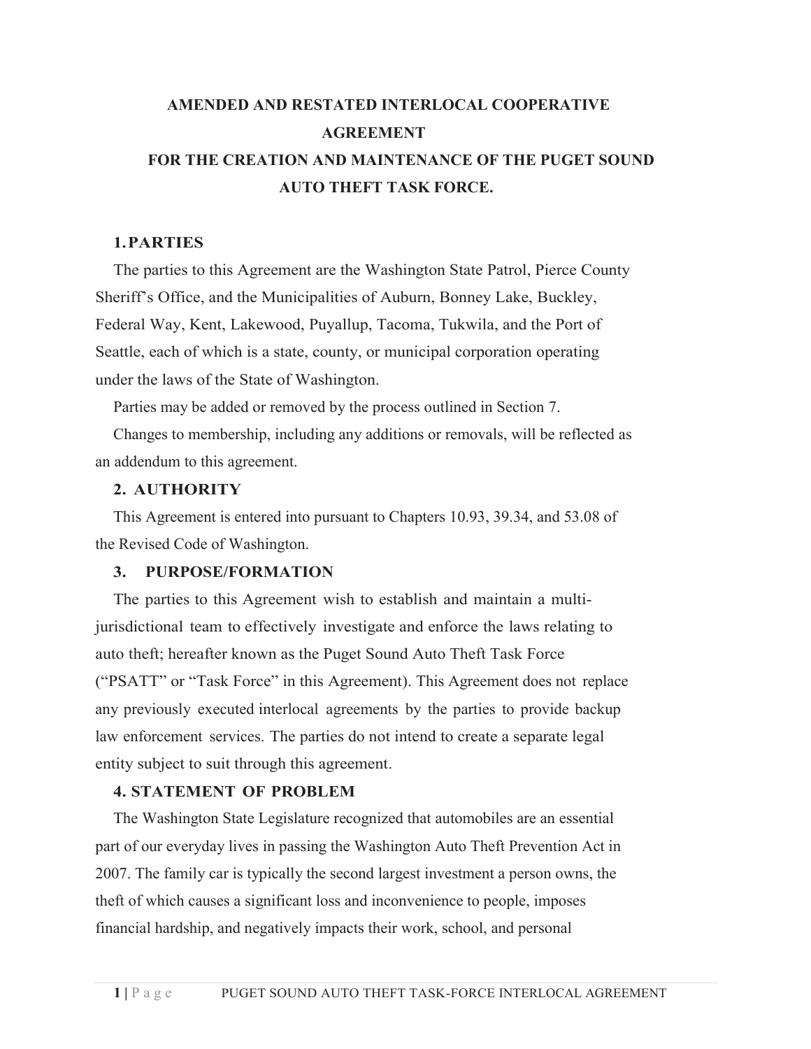# AMENDED AND RESTATED INTERLOCAL COOPERATIVE AGREEMENT
# FOR THE CREATION AND MAINTENANCE OF THE PUGET SOUND AUTO THEFT TASK FORCE.

## 1. PARTIES

The parties to this Agreement are the Washington State Patrol, Pierce County Sheriff's Office, and the Municipalities of Auburn, Bonney Lake, Buckley, Federal Way, Kent, Lakewood, Puyallup, Tacoma, Tukwila, and the Port of Seattle, each of which is a state, county, or municipal corporation operating under the laws of the State of Washington.

Parties may be added or removed by the process outlined in Section 7.

Changes to membership, including any additions or removals, will be reflected as an addendum to this agreement.

## 2. AUTHORITY

This Agreement is entered into pursuant to Chapters 10.93, 39.34, and 53.08 of the Revised Code of Washington.

## 3. PURPOSE/FORMATION

The parties to this Agreement wish to establish and maintain a multi-jurisdictional team to effectively investigate and enforce the laws relating to auto theft; hereafter known as the Puget Sound Auto Theft Task Force ("PSATT" or "Task Force" in this Agreement). This Agreement does not replace any previously executed interlocal agreements by the parties to provide backup law enforcement services. The parties do not intend to create a separate legal entity subject to suit through this agreement.

## 4. STATEMENT OF PROBLEM

The Washington State Legislature recognized that automobiles are an essential part of our everyday lives in passing the Washington Auto Theft Prevention Act in 2007. The family car is typically the second largest investment a person owns, the theft of which causes a significant loss and inconvenience to people, imposes financial hardship, and negatively impacts their work, school, and personal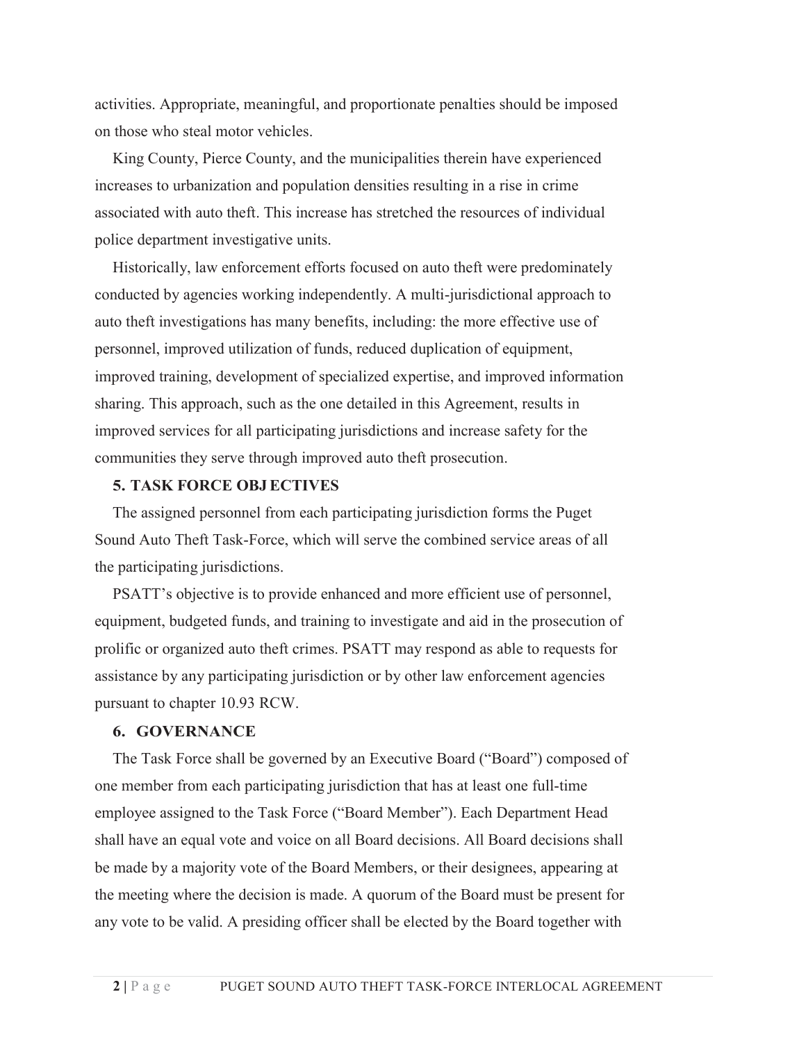activities. Appropriate, meaningful, and proportionate penalties should be imposed on those who steal motor vehicles.

King County, Pierce County, and the municipalities therein have experienced increases to urbanization and population densities resulting in a rise in crime associated with auto theft. This increase has stretched the resources of individual police department investigative units.

Historically, law enforcement efforts focused on auto theft were predominately conducted by agencies working independently. A multi-jurisdictional approach to auto theft investigations has many benefits, including: the more effective use of personnel, improved utilization of funds, reduced duplication of equipment, improved training, development of specialized expertise, and improved information sharing. This approach, such as the one detailed in this Agreement, results in improved services for all participating jurisdictions and increase safety for the communities they serve through improved auto theft prosecution.

**5. TASK FORCE OBJECTIVES**

The assigned personnel from each participating jurisdiction forms the Puget Sound Auto Theft Task-Force, which will serve the combined service areas of all the participating jurisdictions.

PSATT's objective is to provide enhanced and more efficient use of personnel, equipment, budgeted funds, and training to investigate and aid in the prosecution of prolific or organized auto theft crimes. PSATT may respond as able to requests for assistance by any participating jurisdiction or by other law enforcement agencies pursuant to chapter 10.93 RCW.

**6. GOVERNANCE**

The Task Force shall be governed by an Executive Board ("Board") composed of one member from each participating jurisdiction that has at least one full-time employee assigned to the Task Force ("Board Member"). Each Department Head shall have an equal vote and voice on all Board decisions. All Board decisions shall be made by a majority vote of the Board Members, or their designees, appearing at the meeting where the decision is made. A quorum of the Board must be present for any vote to be valid. A presiding officer shall be elected by the Board together with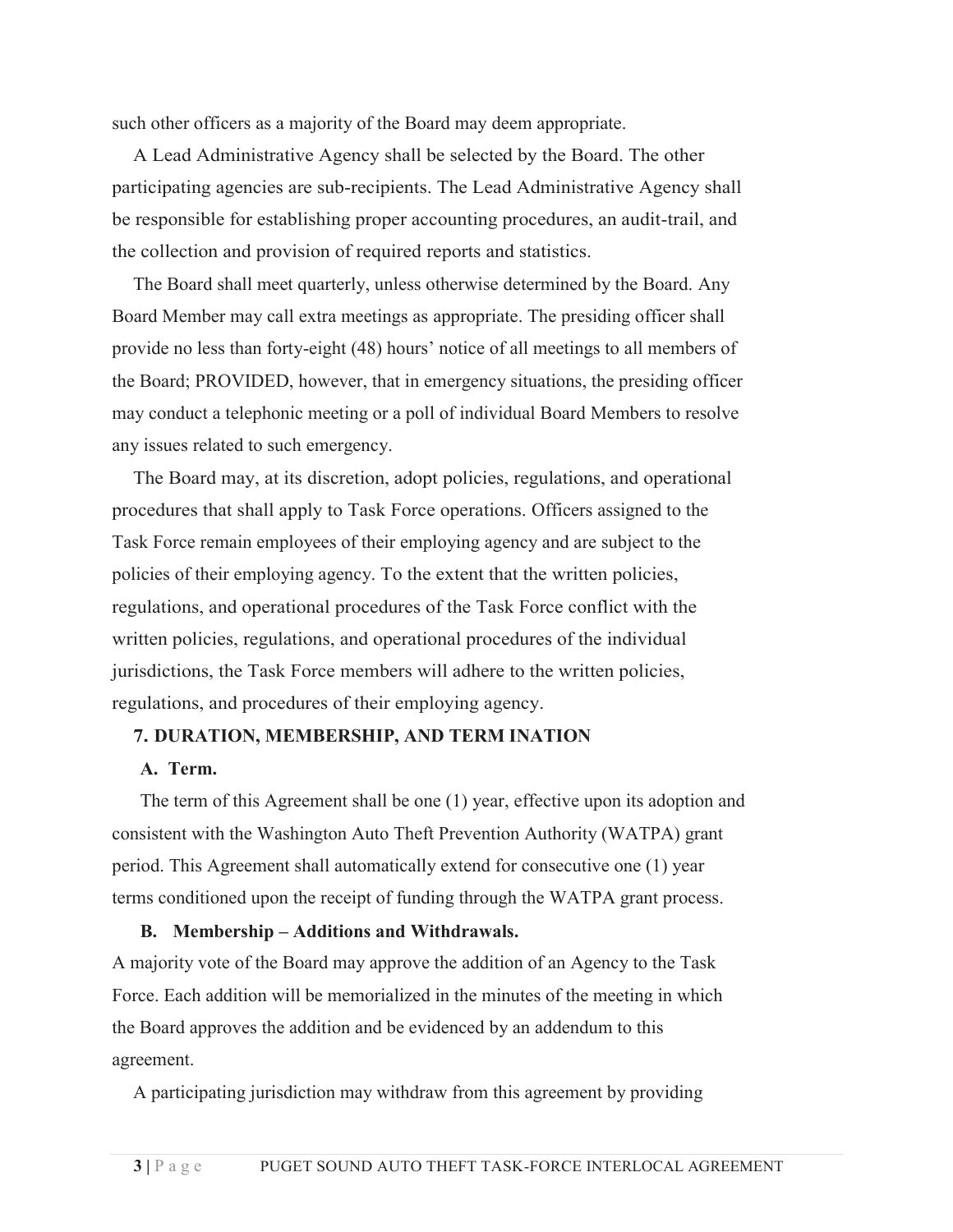such other officers as a majority of the Board may deem appropriate.

A Lead Administrative Agency shall be selected by the Board. The other participating agencies are sub-recipients. The Lead Administrative Agency shall be responsible for establishing proper accounting procedures, an audit-trail, and the collection and provision of required reports and statistics.

The Board shall meet quarterly, unless otherwise determined by the Board. Any Board Member may call extra meetings as appropriate. The presiding officer shall provide no less than forty-eight (48) hours' notice of all meetings to all members of the Board; PROVIDED, however, that in emergency situations, the presiding officer may conduct a telephonic meeting or a poll of individual Board Members to resolve any issues related to such emergency.

The Board may, at its discretion, adopt policies, regulations, and operational procedures that shall apply to Task Force operations. Officers assigned to the Task Force remain employees of their employing agency and are subject to the policies of their employing agency. To the extent that the written policies, regulations, and operational procedures of the Task Force conflict with the written policies, regulations, and operational procedures of the individual jurisdictions, the Task Force members will adhere to the written policies, regulations, and procedures of their employing agency.

**7. DURATION, MEMBERSHIP, AND TERM INATION**

**A. Term.**

The term of this Agreement shall be one (1) year, effective upon its adoption and consistent with the Washington Auto Theft Prevention Authority (WATPA) grant period. This Agreement shall automatically extend for consecutive one (1) year terms conditioned upon the receipt of funding through the WATPA grant process.

**B. Membership – Additions and Withdrawals.**

A majority vote of the Board may approve the addition of an Agency to the Task Force. Each addition will be memorialized in the minutes of the meeting in which the Board approves the addition and be evidenced by an addendum to this agreement.

A participating jurisdiction may withdraw from this agreement by providing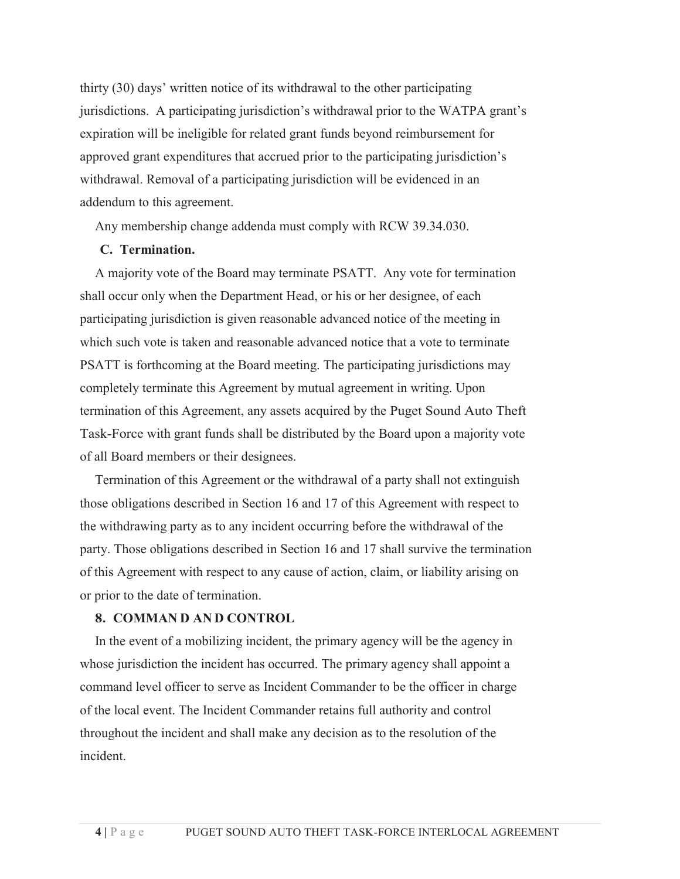thirty (30) days' written notice of its withdrawal to the other participating jurisdictions. A participating jurisdiction's withdrawal prior to the WATPA grant's expiration will be ineligible for related grant funds beyond reimbursement for approved grant expenditures that accrued prior to the participating jurisdiction's withdrawal. Removal of a participating jurisdiction will be evidenced in an addendum to this agreement.

Any membership change addenda must comply with RCW 39.34.030.

**C. Termination.**

A majority vote of the Board may terminate PSATT. Any vote for termination shall occur only when the Department Head, or his or her designee, of each participating jurisdiction is given reasonable advanced notice of the meeting in which such vote is taken and reasonable advanced notice that a vote to terminate PSATT is forthcoming at the Board meeting. The participating jurisdictions may completely terminate this Agreement by mutual agreement in writing. Upon termination of this Agreement, any assets acquired by the Puget Sound Auto Theft Task-Force with grant funds shall be distributed by the Board upon a majority vote of all Board members or their designees.

Termination of this Agreement or the withdrawal of a party shall not extinguish those obligations described in Section 16 and 17 of this Agreement with respect to the withdrawing party as to any incident occurring before the withdrawal of the party. Those obligations described in Section 16 and 17 shall survive the termination of this Agreement with respect to any cause of action, claim, or liability arising on or prior to the date of termination.

## 8. COMMAN D AN D CONTROL

In the event of a mobilizing incident, the primary agency will be the agency in whose jurisdiction the incident has occurred. The primary agency shall appoint a command level officer to serve as Incident Commander to be the officer in charge of the local event. The Incident Commander retains full authority and control throughout the incident and shall make any decision as to the resolution of the incident.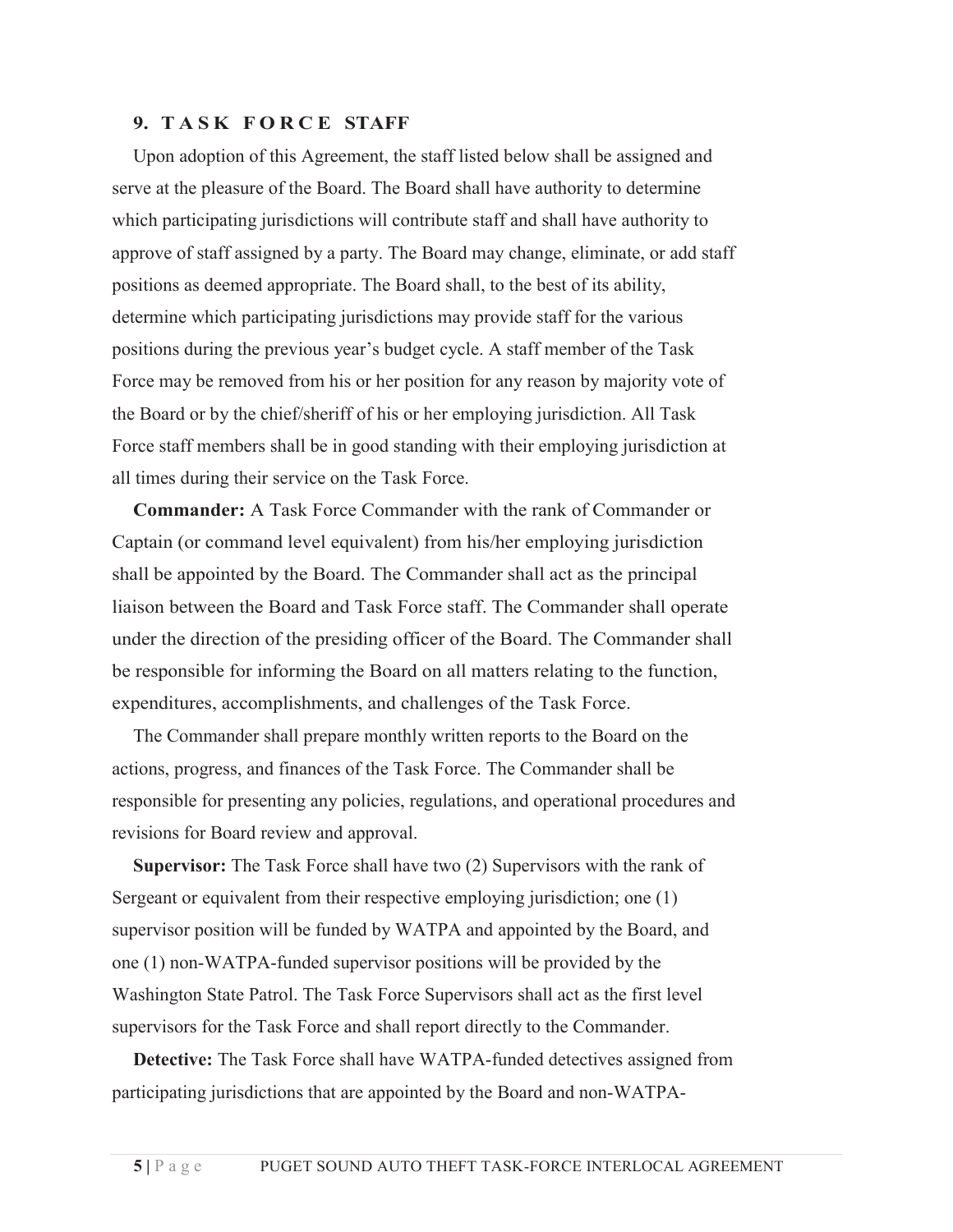## 9. TASK FORCE STAFF

Upon adoption of this Agreement, the staff listed below shall be assigned and serve at the pleasure of the Board. The Board shall have authority to determine which participating jurisdictions will contribute staff and shall have authority to approve of staff assigned by a party. The Board may change, eliminate, or add staff positions as deemed appropriate. The Board shall, to the best of its ability, determine which participating jurisdictions may provide staff for the various positions during the previous year's budget cycle. A staff member of the Task Force may be removed from his or her position for any reason by majority vote of the Board or by the chief/sheriff of his or her employing jurisdiction. All Task Force staff members shall be in good standing with their employing jurisdiction at all times during their service on the Task Force.

**Commander:** A Task Force Commander with the rank of Commander or Captain (or command level equivalent) from his/her employing jurisdiction shall be appointed by the Board. The Commander shall act as the principal liaison between the Board and Task Force staff. The Commander shall operate under the direction of the presiding officer of the Board. The Commander shall be responsible for informing the Board on all matters relating to the function, expenditures, accomplishments, and challenges of the Task Force.

The Commander shall prepare monthly written reports to the Board on the actions, progress, and finances of the Task Force. The Commander shall be responsible for presenting any policies, regulations, and operational procedures and revisions for Board review and approval.

**Supervisor:** The Task Force shall have two (2) Supervisors with the rank of Sergeant or equivalent from their respective employing jurisdiction; one (1) supervisor position will be funded by WATPA and appointed by the Board, and one (1) non-WATPA-funded supervisor positions will be provided by the Washington State Patrol. The Task Force Supervisors shall act as the first level supervisors for the Task Force and shall report directly to the Commander.

**Detective:** The Task Force shall have WATPA-funded detectives assigned from participating jurisdictions that are appointed by the Board and non-WATPA-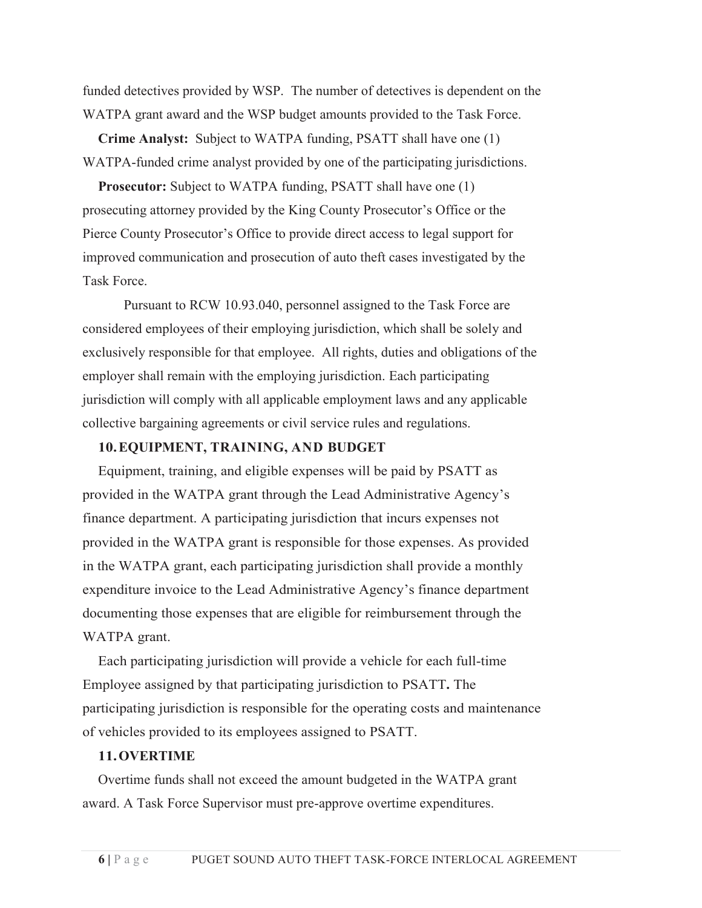funded detectives provided by WSP. The number of detectives is dependent on the WATPA grant award and the WSP budget amounts provided to the Task Force.

**Crime Analyst:** Subject to WATPA funding, PSATT shall have one (1) WATPA-funded crime analyst provided by one of the participating jurisdictions.

**Prosecutor:** Subject to WATPA funding, PSATT shall have one (1) prosecuting attorney provided by the King County Prosecutor's Office or the Pierce County Prosecutor's Office to provide direct access to legal support for improved communication and prosecution of auto theft cases investigated by the Task Force.

Pursuant to RCW 10.93.040, personnel assigned to the Task Force are considered employees of their employing jurisdiction, which shall be solely and exclusively responsible for that employee. All rights, duties and obligations of the employer shall remain with the employing jurisdiction. Each participating jurisdiction will comply with all applicable employment laws and any applicable collective bargaining agreements or civil service rules and regulations.

## 10. EQUIPMENT, TRAINING, AND BUDGET

Equipment, training, and eligible expenses will be paid by PSATT as provided in the WATPA grant through the Lead Administrative Agency's finance department. A participating jurisdiction that incurs expenses not provided in the WATPA grant is responsible for those expenses. As provided in the WATPA grant, each participating jurisdiction shall provide a monthly expenditure invoice to the Lead Administrative Agency's finance department documenting those expenses that are eligible for reimbursement through the WATPA grant.

Each participating jurisdiction will provide a vehicle for each full-time Employee assigned by that participating jurisdiction to PSATT**.** The participating jurisdiction is responsible for the operating costs and maintenance of vehicles provided to its employees assigned to PSATT.

## 11. OVERTIME

Overtime funds shall not exceed the amount budgeted in the WATPA grant award. A Task Force Supervisor must pre-approve overtime expenditures.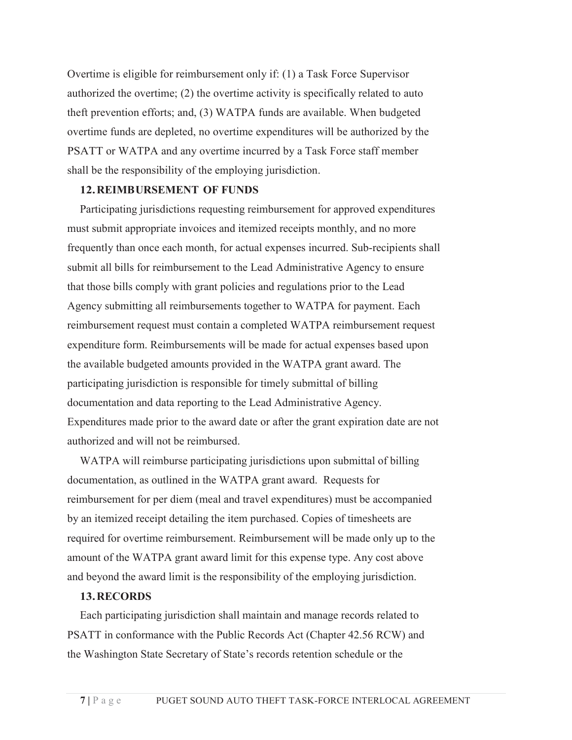Overtime is eligible for reimbursement only if: (1) a Task Force Supervisor authorized the overtime; (2) the overtime activity is specifically related to auto theft prevention efforts; and, (3) WATPA funds are available. When budgeted overtime funds are depleted, no overtime expenditures will be authorized by the PSATT or WATPA and any overtime incurred by a Task Force staff member shall be the responsibility of the employing jurisdiction.

## 12. REIMBURSEMENT OF FUNDS

Participating jurisdictions requesting reimbursement for approved expenditures must submit appropriate invoices and itemized receipts monthly, and no more frequently than once each month, for actual expenses incurred. Sub-recipients shall submit all bills for reimbursement to the Lead Administrative Agency to ensure that those bills comply with grant policies and regulations prior to the Lead Agency submitting all reimbursements together to WATPA for payment. Each reimbursement request must contain a completed WATPA reimbursement request expenditure form. Reimbursements will be made for actual expenses based upon the available budgeted amounts provided in the WATPA grant award. The participating jurisdiction is responsible for timely submittal of billing documentation and data reporting to the Lead Administrative Agency. Expenditures made prior to the award date or after the grant expiration date are not authorized and will not be reimbursed.

WATPA will reimburse participating jurisdictions upon submittal of billing documentation, as outlined in the WATPA grant award. Requests for reimbursement for per diem (meal and travel expenditures) must be accompanied by an itemized receipt detailing the item purchased. Copies of timesheets are required for overtime reimbursement. Reimbursement will be made only up to the amount of the WATPA grant award limit for this expense type. Any cost above and beyond the award limit is the responsibility of the employing jurisdiction.

## 13. RECORDS

Each participating jurisdiction shall maintain and manage records related to PSATT in conformance with the Public Records Act (Chapter 42.56 RCW) and the Washington State Secretary of State's records retention schedule or the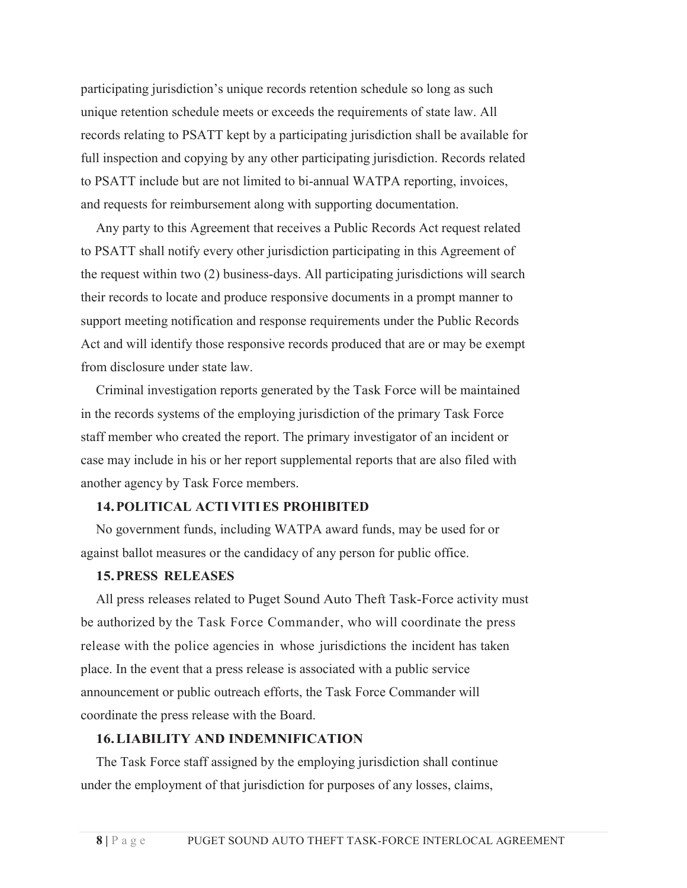participating jurisdiction's unique records retention schedule so long as such unique retention schedule meets or exceeds the requirements of state law. All records relating to PSATT kept by a participating jurisdiction shall be available for full inspection and copying by any other participating jurisdiction. Records related to PSATT include but are not limited to bi-annual WATPA reporting, invoices, and requests for reimbursement along with supporting documentation.

Any party to this Agreement that receives a Public Records Act request related to PSATT shall notify every other jurisdiction participating in this Agreement of the request within two (2) business-days. All participating jurisdictions will search their records to locate and produce responsive documents in a prompt manner to support meeting notification and response requirements under the Public Records Act and will identify those responsive records produced that are or may be exempt from disclosure under state law.

Criminal investigation reports generated by the Task Force will be maintained in the records systems of the employing jurisdiction of the primary Task Force staff member who created the report. The primary investigator of an incident or case may include in his or her report supplemental reports that are also filed with another agency by Task Force members.

## 14. POLITICAL ACTIVITIES PROHIBITED

No government funds, including WATPA award funds, may be used for or against ballot measures or the candidacy of any person for public office.

## 15. PRESS RELEASES

All press releases related to Puget Sound Auto Theft Task-Force activity must be authorized by the Task Force Commander, who will coordinate the press release with the police agencies in whose jurisdictions the incident has taken place. In the event that a press release is associated with a public service announcement or public outreach efforts, the Task Force Commander will coordinate the press release with the Board.

## 16. LIABILITY AND INDEMNIFICATION

The Task Force staff assigned by the employing jurisdiction shall continue under the employment of that jurisdiction for purposes of any losses, claims,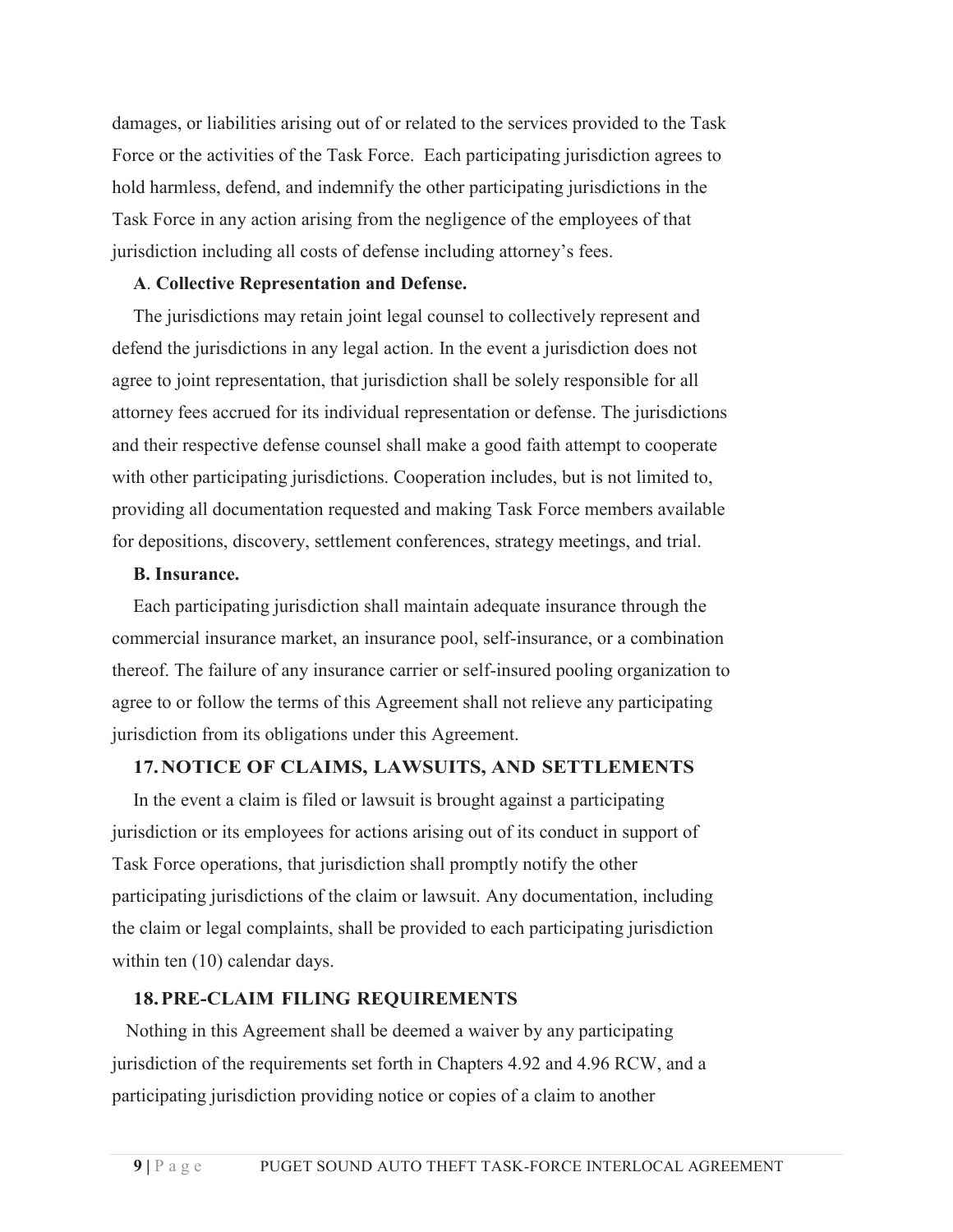damages, or liabilities arising out of or related to the services provided to the Task Force or the activities of the Task Force. Each participating jurisdiction agrees to hold harmless, defend, and indemnify the other participating jurisdictions in the Task Force in any action arising from the negligence of the employees of that jurisdiction including all costs of defense including attorney's fees.

**A. Collective Representation and Defense.**

The jurisdictions may retain joint legal counsel to collectively represent and defend the jurisdictions in any legal action. In the event a jurisdiction does not agree to joint representation, that jurisdiction shall be solely responsible for all attorney fees accrued for its individual representation or defense. The jurisdictions and their respective defense counsel shall make a good faith attempt to cooperate with other participating jurisdictions. Cooperation includes, but is not limited to, providing all documentation requested and making Task Force members available for depositions, discovery, settlement conferences, strategy meetings, and trial.

**B. Insurance.**

Each participating jurisdiction shall maintain adequate insurance through the commercial insurance market, an insurance pool, self-insurance, or a combination thereof. The failure of any insurance carrier or self-insured pooling organization to agree to or follow the terms of this Agreement shall not relieve any participating jurisdiction from its obligations under this Agreement.

## 17. NOTICE OF CLAIMS, LAWSUITS, AND SETTLEMENTS

In the event a claim is filed or lawsuit is brought against a participating jurisdiction or its employees for actions arising out of its conduct in support of Task Force operations, that jurisdiction shall promptly notify the other participating jurisdictions of the claim or lawsuit. Any documentation, including the claim or legal complaints, shall be provided to each participating jurisdiction within ten (10) calendar days.

## 18. PRE-CLAIM FILING REQUIREMENTS

Nothing in this Agreement shall be deemed a waiver by any participating jurisdiction of the requirements set forth in Chapters 4.92 and 4.96 RCW, and a participating jurisdiction providing notice or copies of a claim to another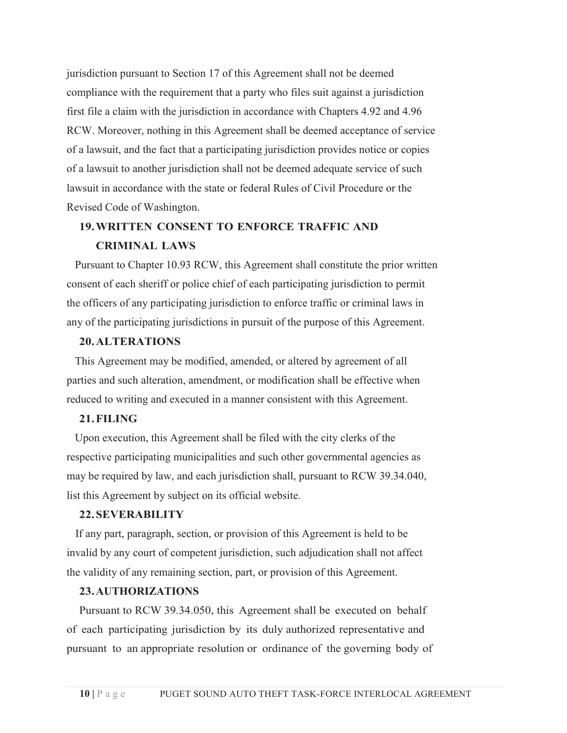jurisdiction pursuant to Section 17 of this Agreement shall not be deemed compliance with the requirement that a party who files suit against a jurisdiction first file a claim with the jurisdiction in accordance with Chapters 4.92 and 4.96 RCW. Moreover, nothing in this Agreement shall be deemed acceptance of service of a lawsuit, and the fact that a participating jurisdiction provides notice or copies of a lawsuit to another jurisdiction shall not be deemed adequate service of such lawsuit in accordance with the state or federal Rules of Civil Procedure or the Revised Code of Washington.

## 19. WRITTEN CONSENT TO ENFORCE TRAFFIC AND CRIMINAL LAWS

Pursuant to Chapter 10.93 RCW, this Agreement shall constitute the prior written consent of each sheriff or police chief of each participating jurisdiction to permit the officers of any participating jurisdiction to enforce traffic or criminal laws in any of the participating jurisdictions in pursuit of the purpose of this Agreement.

## 20. ALTERATIONS

This Agreement may be modified, amended, or altered by agreement of all parties and such alteration, amendment, or modification shall be effective when reduced to writing and executed in a manner consistent with this Agreement.

## 21. FILING

Upon execution, this Agreement shall be filed with the city clerks of the respective participating municipalities and such other governmental agencies as may be required by law, and each jurisdiction shall, pursuant to RCW 39.34.040, list this Agreement by subject on its official website.

## 22. SEVERABILITY

If any part, paragraph, section, or provision of this Agreement is held to be invalid by any court of competent jurisdiction, such adjudication shall not affect the validity of any remaining section, part, or provision of this Agreement.

## 23. AUTHORIZATIONS

Pursuant to RCW 39.34.050, this Agreement shall be executed on behalf of each participating jurisdiction by its duly authorized representative and pursuant to an appropriate resolution or ordinance of the governing body of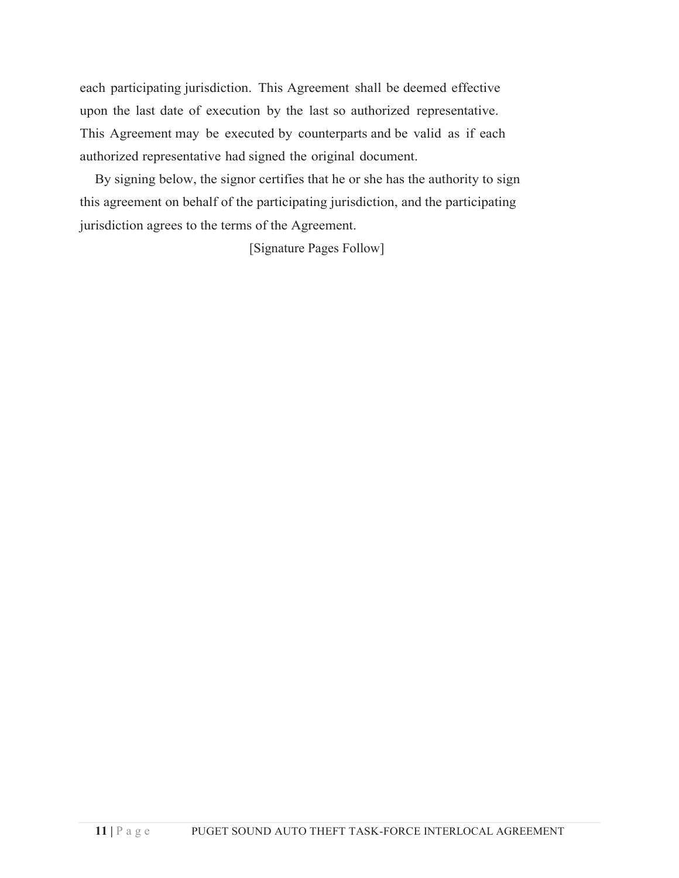each participating jurisdiction. This Agreement shall be deemed effective upon the last date of execution by the last so authorized representative. This Agreement may be executed by counterparts and be valid as if each authorized representative had signed the original document.

By signing below, the signor certifies that he or she has the authority to sign this agreement on behalf of the participating jurisdiction, and the participating jurisdiction agrees to the terms of the Agreement.

[Signature Pages Follow]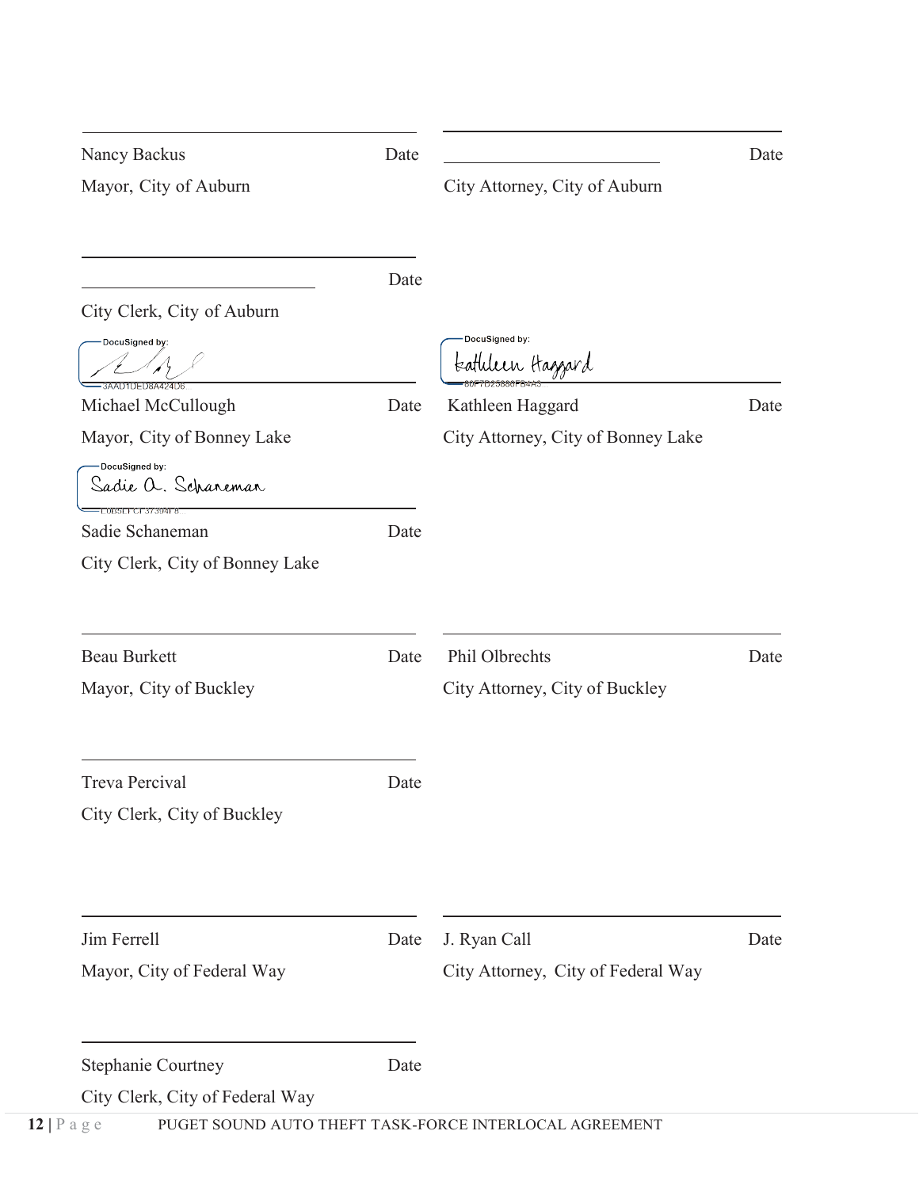| | | | |
|---|---|---|---|
| Nancy Backus<br>Mayor, City of Auburn | Date | ______________________<br>City Attorney, City of Auburn | Date |
| ______________________<br>City Clerk, City of Auburn | Date | | |
| DocuSigned by:<br>3AAD1DED8A424D6<br>Michael McCullough<br>Mayor, City of Bonney Lake | Date | DocuSigned by:<br>Kathleen Haggard<br>80F7D25880FB4A3<br>Kathleen Haggard<br>City Attorney, City of Bonney Lake | Date |
| DocuSigned by:<br>Sadie A. Schaneman<br>C0B5EFCF37394E8...<br>Sadie Schaneman<br>City Clerk, City of Bonney Lake | Date | | |
| Beau Burkett<br>Mayor, City of Buckley | Date | Phil Olbrechts<br>City Attorney, City of Buckley | Date |
| Treva Percival<br>City Clerk, City of Buckley | Date | | |
| Jim Ferrell<br>Mayor, City of Federal Way | Date | J. Ryan Call<br>City Attorney, City of Federal Way | Date |
| Stephanie Courtney<br>City Clerk, City of Federal Way | Date | | |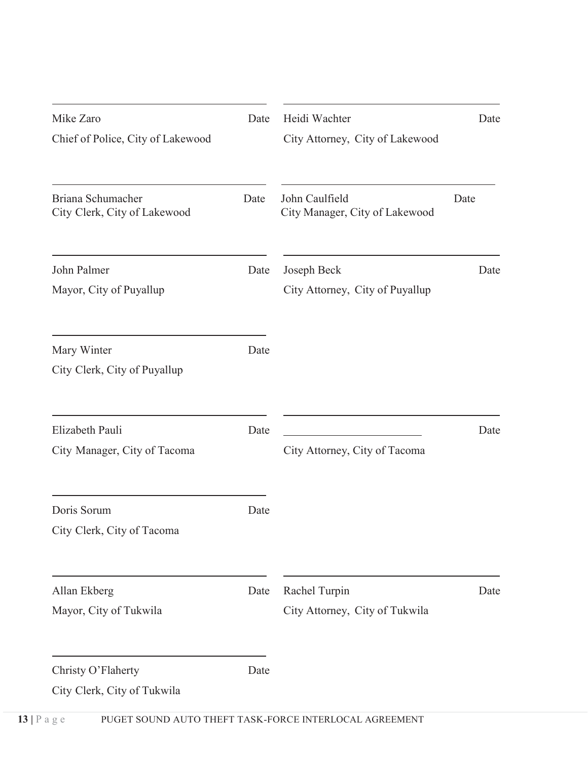| | |
|---|---|
| \_\_\_\_\_\_\_\_\_\_\_\_\_\_\_\_\_\_\_\_\_\_\_\_<br>Mike Zaro Date<br>Chief of Police, City of Lakewood | \_\_\_\_\_\_\_\_\_\_\_\_\_\_\_\_\_\_\_\_\_\_\_\_<br>Heidi Wachter Date<br>City Attorney, City of Lakewood |
| \_\_\_\_\_\_\_\_\_\_\_\_\_\_\_\_\_\_\_\_\_\_\_\_<br>Briana Schumacher Date<br>City Clerk, City of Lakewood | \_\_\_\_\_\_\_\_\_\_\_\_\_\_\_\_\_\_\_\_\_\_\_\_<br>John Caulfield Date<br>City Manager, City of Lakewood |
| \_\_\_\_\_\_\_\_\_\_\_\_\_\_\_\_\_\_\_\_\_\_\_\_<br>John Palmer Date<br>Mayor, City of Puyallup | \_\_\_\_\_\_\_\_\_\_\_\_\_\_\_\_\_\_\_\_\_\_\_\_<br>Joseph Beck Date<br>City Attorney, City of Puyallup |
| \_\_\_\_\_\_\_\_\_\_\_\_\_\_\_\_\_\_\_\_\_\_\_\_<br>Mary Winter Date<br>City Clerk, City of Puyallup | |
| \_\_\_\_\_\_\_\_\_\_\_\_\_\_\_\_\_\_\_\_\_\_\_\_<br>Elizabeth Pauli Date<br>City Manager, City of Tacoma | \_\_\_\_\_\_\_\_\_\_\_\_\_\_\_\_\_\_\_\_\_\_\_\_<br>\_\_\_\_\_\_\_\_\_\_\_\_\_\_\_\_\_\_\_\_ Date<br>City Attorney, City of Tacoma |
| \_\_\_\_\_\_\_\_\_\_\_\_\_\_\_\_\_\_\_\_\_\_\_\_<br>Doris Sorum Date<br>City Clerk, City of Tacoma | |
| \_\_\_\_\_\_\_\_\_\_\_\_\_\_\_\_\_\_\_\_\_\_\_\_<br>Allan Ekberg Date<br>Mayor, City of Tukwila | \_\_\_\_\_\_\_\_\_\_\_\_\_\_\_\_\_\_\_\_\_\_\_\_<br>Rachel Turpin Date<br>City Attorney, City of Tukwila |
| \_\_\_\_\_\_\_\_\_\_\_\_\_\_\_\_\_\_\_\_\_\_\_\_<br>Christy O'Flaherty Date<br>City Clerk, City of Tukwila | |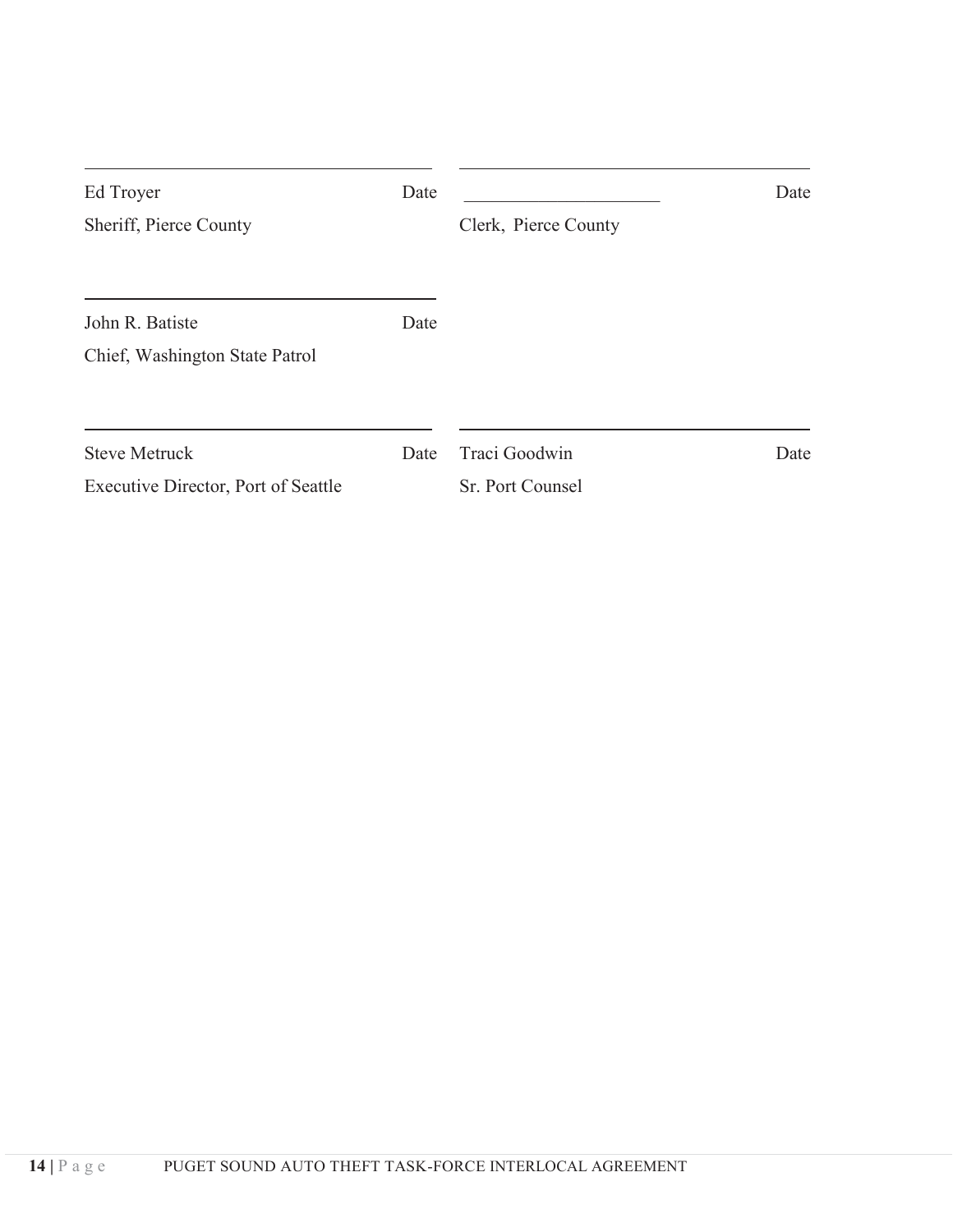| | |
|---|---|
| \_\_\_\_\_\_\_\_\_\_\_\_\_\_\_\_\_\_\_\_\_\_\_\_\_\_\_\_\_\_ | \_\_\_\_\_\_\_\_\_\_\_\_\_\_\_\_\_\_\_\_\_\_\_\_\_\_\_\_\_\_ |
| Ed Troyer Date | \_\_\_\_\_\_\_\_\_\_\_\_\_\_\_\_\_\_\_\_\_\_ Date |
| Sheriff, Pierce County | Clerk, Pierce County |
| | |
| \_\_\_\_\_\_\_\_\_\_\_\_\_\_\_\_\_\_\_\_\_\_\_\_\_\_\_\_\_\_ | |
| John R. Batiste Date | |
| Chief, Washington State Patrol | |
| | |
| \_\_\_\_\_\_\_\_\_\_\_\_\_\_\_\_\_\_\_\_\_\_\_\_\_\_\_\_\_\_ | \_\_\_\_\_\_\_\_\_\_\_\_\_\_\_\_\_\_\_\_\_\_\_\_\_\_\_\_\_\_ |
| Steve Metruck Date | Traci Goodwin Date |
| Executive Director, Port of Seattle | Sr. Port Counsel |